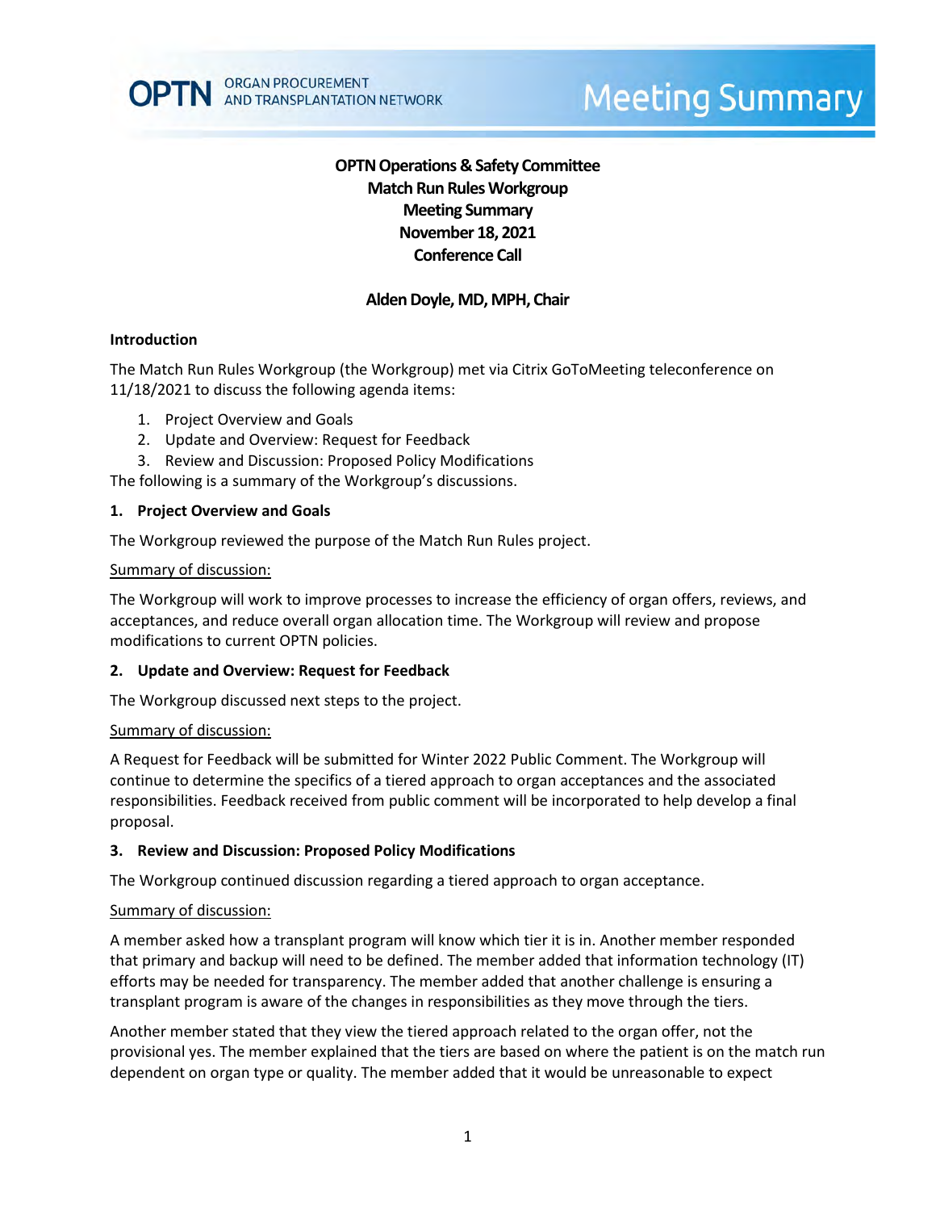OPTN ORGAN PROCUREMENT AND TRANSPLANTATION NETWORK

# Meeting Summary

**OPTN Operations & Safety Committee**
**Match Run Rules Workgroup**
**Meeting Summary**
**November 18, 2021**
**Conference Call**

**Alden Doyle, MD, MPH, Chair**

## Introduction

The Match Run Rules Workgroup (the Workgroup) met via Citrix GoToMeeting teleconference on 11/18/2021 to discuss the following agenda items:

1. Project Overview and Goals
2. Update and Overview: Request for Feedback
3. Review and Discussion: Proposed Policy Modifications

The following is a summary of the Workgroup's discussions.

## 1. Project Overview and Goals

The Workgroup reviewed the purpose of the Match Run Rules project.

Summary of discussion:

The Workgroup will work to improve processes to increase the efficiency of organ offers, reviews, and acceptances, and reduce overall organ allocation time. The Workgroup will review and propose modifications to current OPTN policies.

## 2. Update and Overview: Request for Feedback

The Workgroup discussed next steps to the project.

Summary of discussion:

A Request for Feedback will be submitted for Winter 2022 Public Comment. The Workgroup will continue to determine the specifics of a tiered approach to organ acceptances and the associated responsibilities. Feedback received from public comment will be incorporated to help develop a final proposal.

## 3. Review and Discussion: Proposed Policy Modifications

The Workgroup continued discussion regarding a tiered approach to organ acceptance.

Summary of discussion:

A member asked how a transplant program will know which tier it is in. Another member responded that primary and backup will need to be defined. The member added that information technology (IT) efforts may be needed for transparency. The member added that another challenge is ensuring a transplant program is aware of the changes in responsibilities as they move through the tiers.

Another member stated that they view the tiered approach related to the organ offer, not the provisional yes. The member explained that the tiers are based on where the patient is on the match run dependent on organ type or quality. The member added that it would be unreasonable to expect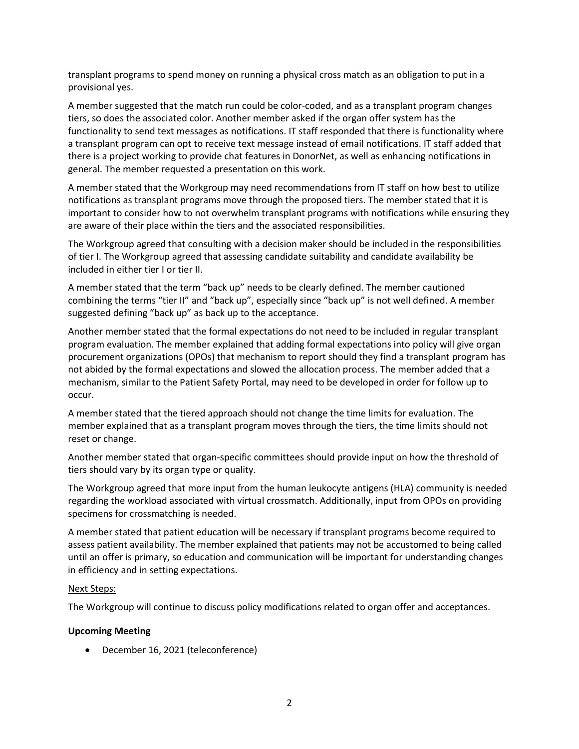transplant programs to spend money on running a physical cross match as an obligation to put in a provisional yes.

A member suggested that the match run could be color-coded, and as a transplant program changes tiers, so does the associated color. Another member asked if the organ offer system has the functionality to send text messages as notifications. IT staff responded that there is functionality where a transplant program can opt to receive text message instead of email notifications. IT staff added that there is a project working to provide chat features in DonorNet, as well as enhancing notifications in general. The member requested a presentation on this work.

A member stated that the Workgroup may need recommendations from IT staff on how best to utilize notifications as transplant programs move through the proposed tiers. The member stated that it is important to consider how to not overwhelm transplant programs with notifications while ensuring they are aware of their place within the tiers and the associated responsibilities.

The Workgroup agreed that consulting with a decision maker should be included in the responsibilities of tier I. The Workgroup agreed that assessing candidate suitability and candidate availability be included in either tier I or tier II.

A member stated that the term "back up" needs to be clearly defined. The member cautioned combining the terms "tier II" and "back up", especially since "back up" is not well defined. A member suggested defining "back up" as back up to the acceptance.

Another member stated that the formal expectations do not need to be included in regular transplant program evaluation. The member explained that adding formal expectations into policy will give organ procurement organizations (OPOs) that mechanism to report should they find a transplant program has not abided by the formal expectations and slowed the allocation process. The member added that a mechanism, similar to the Patient Safety Portal, may need to be developed in order for follow up to occur.

A member stated that the tiered approach should not change the time limits for evaluation. The member explained that as a transplant program moves through the tiers, the time limits should not reset or change.

Another member stated that organ-specific committees should provide input on how the threshold of tiers should vary by its organ type or quality.

The Workgroup agreed that more input from the human leukocyte antigens (HLA) community is needed regarding the workload associated with virtual crossmatch. Additionally, input from OPOs on providing specimens for crossmatching is needed.

A member stated that patient education will be necessary if transplant programs become required to assess patient availability. The member explained that patients may not be accustomed to being called until an offer is primary, so education and communication will be important for understanding changes in efficiency and in setting expectations.

Next Steps:

The Workgroup will continue to discuss policy modifications related to organ offer and acceptances.

**Upcoming Meeting**

- December 16, 2021 (teleconference)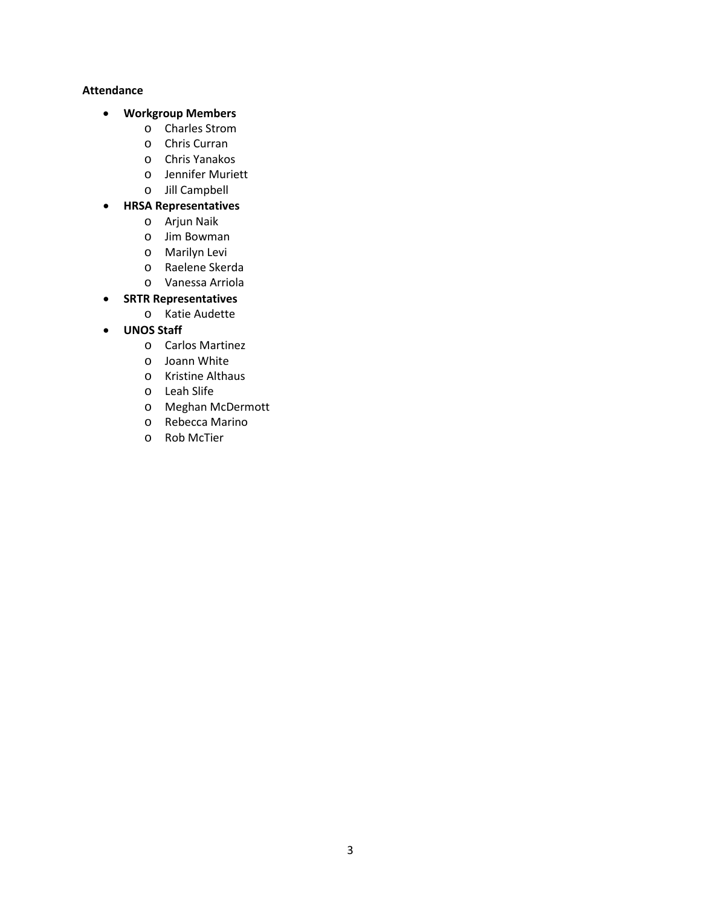**Attendance**

- **Workgroup Members**
    - Charles Strom
    - Chris Curran
    - Chris Yanakos
    - Jennifer Muriett
    - Jill Campbell
- **HRSA Representatives**
    - Arjun Naik
    - Jim Bowman
    - Marilyn Levi
    - Raelene Skerda
    - Vanessa Arriola
- **SRTR Representatives**
    - Katie Audette
- **UNOS Staff**
    - Carlos Martinez
    - Joann White
    - Kristine Althaus
    - Leah Slife
    - Meghan McDermott
    - Rebecca Marino
    - Rob McTier